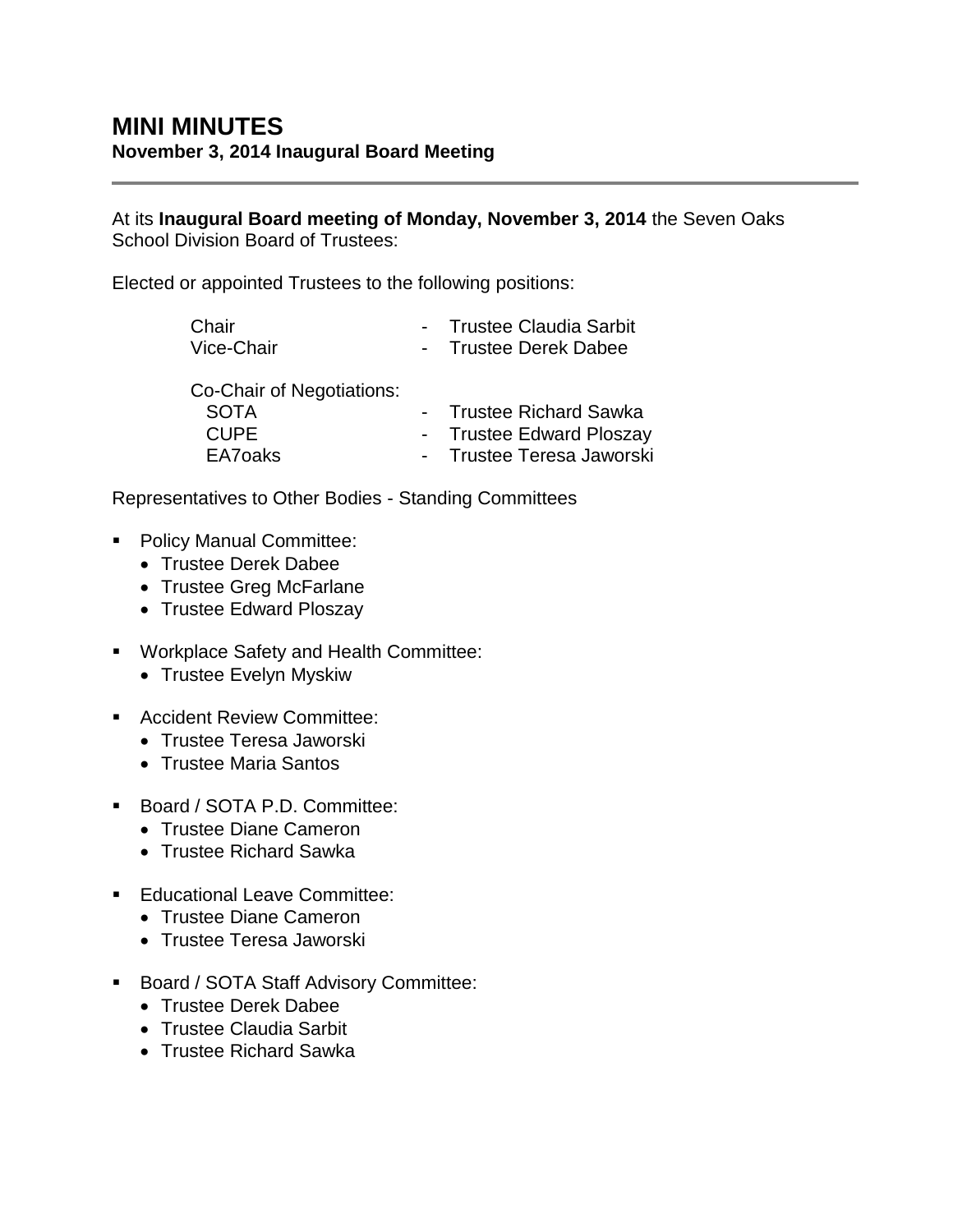# MINI MINUTES

**November 3, 2014 Inaugural Board Meeting**

---

At its **Inaugural Board meeting of Monday, November 3, 2014** the Seven Oaks School Division Board of Trustees:

Elected or appointed Trustees to the following positions:

| | | |
|---|---|---|
| Chair | - | Trustee Claudia Sarbit |
| Vice-Chair | - | Trustee Derek Dabee |
| Co-Chair of Negotiations: | | |
| SOTA | - | Trustee Richard Sawka |
| CUPE | - | Trustee Edward Ploszay |
| EA7oaks | - | Trustee Teresa Jaworski |

Representatives to Other Bodies - Standing Committees

- Policy Manual Committee:
  - Trustee Derek Dabee
  - Trustee Greg McFarlane
  - Trustee Edward Ploszay
- Workplace Safety and Health Committee:
  - Trustee Evelyn Myskiw
- Accident Review Committee:
  - Trustee Teresa Jaworski
  - Trustee Maria Santos
- Board / SOTA P.D. Committee:
  - Trustee Diane Cameron
  - Trustee Richard Sawka
- Educational Leave Committee:
  - Trustee Diane Cameron
  - Trustee Teresa Jaworski
- Board / SOTA Staff Advisory Committee:
  - Trustee Derek Dabee
  - Trustee Claudia Sarbit
  - Trustee Richard Sawka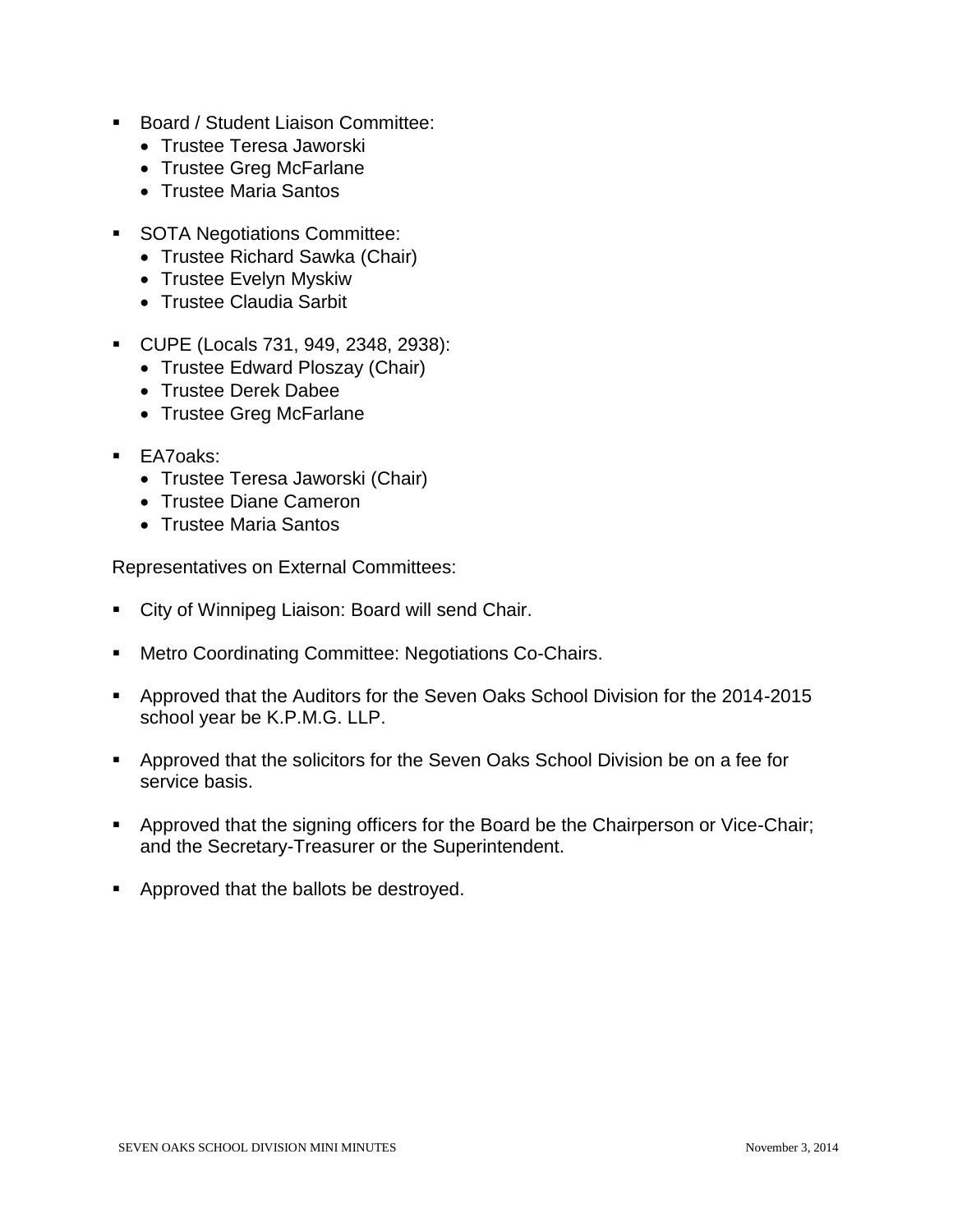- Board / Student Liaison Committee:
  - Trustee Teresa Jaworski
  - Trustee Greg McFarlane
  - Trustee Maria Santos

- SOTA Negotiations Committee:
  - Trustee Richard Sawka (Chair)
  - Trustee Evelyn Myskiw
  - Trustee Claudia Sarbit

- CUPE (Locals 731, 949, 2348, 2938):
  - Trustee Edward Ploszay (Chair)
  - Trustee Derek Dabee
  - Trustee Greg McFarlane

- EA7oaks:
  - Trustee Teresa Jaworski (Chair)
  - Trustee Diane Cameron
  - Trustee Maria Santos

Representatives on External Committees:

- City of Winnipeg Liaison: Board will send Chair.

- Metro Coordinating Committee: Negotiations Co-Chairs.

- Approved that the Auditors for the Seven Oaks School Division for the 2014-2015 school year be K.P.M.G. LLP.

- Approved that the solicitors for the Seven Oaks School Division be on a fee for service basis.

- Approved that the signing officers for the Board be the Chairperson or Vice-Chair; and the Secretary-Treasurer or the Superintendent.

- Approved that the ballots be destroyed.